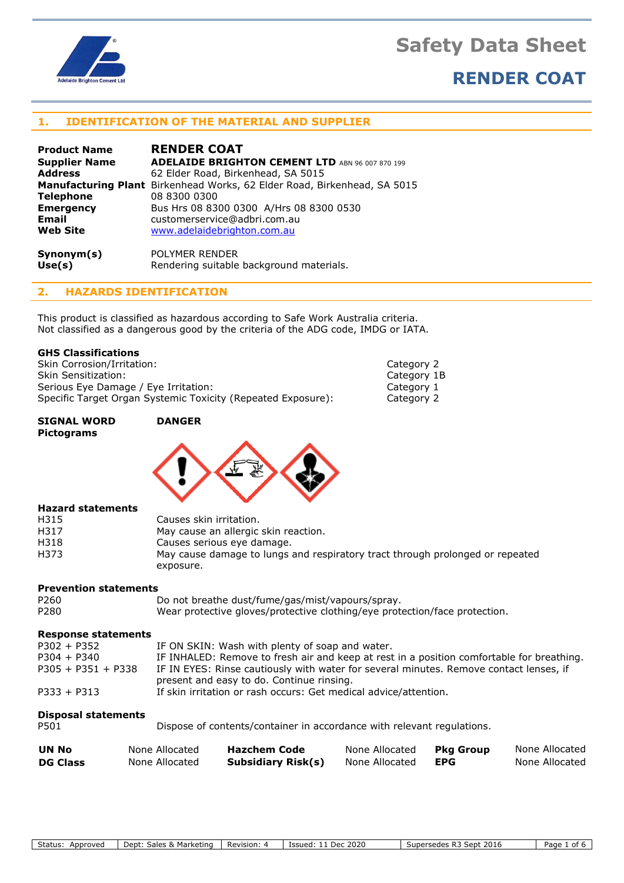# Safety Data Sheet

## RENDER COAT

## 1. IDENTIFICATION OF THE MATERIAL AND SUPPLIER

| | |
|---|---|
| **Product Name** | **RENDER COAT** |
| **Supplier Name** | **ADELAIDE BRIGHTON CEMENT LTD** ABN 96 007 870 199 |
| **Address** | 62 Elder Road, Birkenhead, SA 5015 |
| **Manufacturing Plant** | Birkenhead Works, 62 Elder Road, Birkenhead, SA 5015 |
| **Telephone** | 08 8300 0300 |
| **Emergency** | Bus Hrs 08 8300 0300 A/Hrs 08 8300 0530 |
| **Email** | customerservice@adbri.com.au |
| **Web Site** | www.adelaidebrighton.com.au |
| **Synonym(s)** | POLYMER RENDER |
| **Use(s)** | Rendering suitable background materials. |

## 2. HAZARDS IDENTIFICATION

This product is classified as hazardous according to Safe Work Australia criteria.
Not classified as a dangerous good by the criteria of the ADG code, IMDG or IATA.

**GHS Classifications**

| | |
|---|---|
| Skin Corrosion/Irritation: | Category 2 |
| Skin Sensitization: | Category 1B |
| Serious Eye Damage / Eye Irritation: | Category 1 |
| Specific Target Organ Systemic Toxicity (Repeated Exposure): | Category 2 |

**SIGNAL WORD** **DANGER**

**Pictograms**

**Hazard statements**

| | |
|---|---|
| H315 | Causes skin irritation. |
| H317 | May cause an allergic skin reaction. |
| H318 | Causes serious eye damage. |
| H373 | May cause damage to lungs and respiratory tract through prolonged or repeated exposure. |

**Prevention statements**

| | |
|---|---|
| P260 | Do not breathe dust/fume/gas/mist/vapours/spray. |
| P280 | Wear protective gloves/protective clothing/eye protection/face protection. |

**Response statements**

| | |
|---|---|
| P302 + P352 | IF ON SKIN: Wash with plenty of soap and water. |
| P304 + P340 | IF INHALED: Remove to fresh air and keep at rest in a position comfortable for breathing. |
| P305 + P351 + P338 | IF IN EYES: Rinse cautiously with water for several minutes. Remove contact lenses, if present and easy to do. Continue rinsing. |
| P333 + P313 | If skin irritation or rash occurs: Get medical advice/attention. |

**Disposal statements**

| | |
|---|---|
| P501 | Dispose of contents/container in accordance with relevant regulations. |

| | | | | | |
|---|---|---|---|---|---|
| **UN No** | None Allocated | **Hazchem Code** | None Allocated | **Pkg Group** | None Allocated |
| **DG Class** | None Allocated | **Subsidiary Risk(s)** | None Allocated | **EPG** | None Allocated |

| Status: Approved | Dept: Sales & Marketing | Revision: 4 | Issued: 11 Dec 2020 | Supersedes R3 Sept 2016 |
|---|---|---|---|---|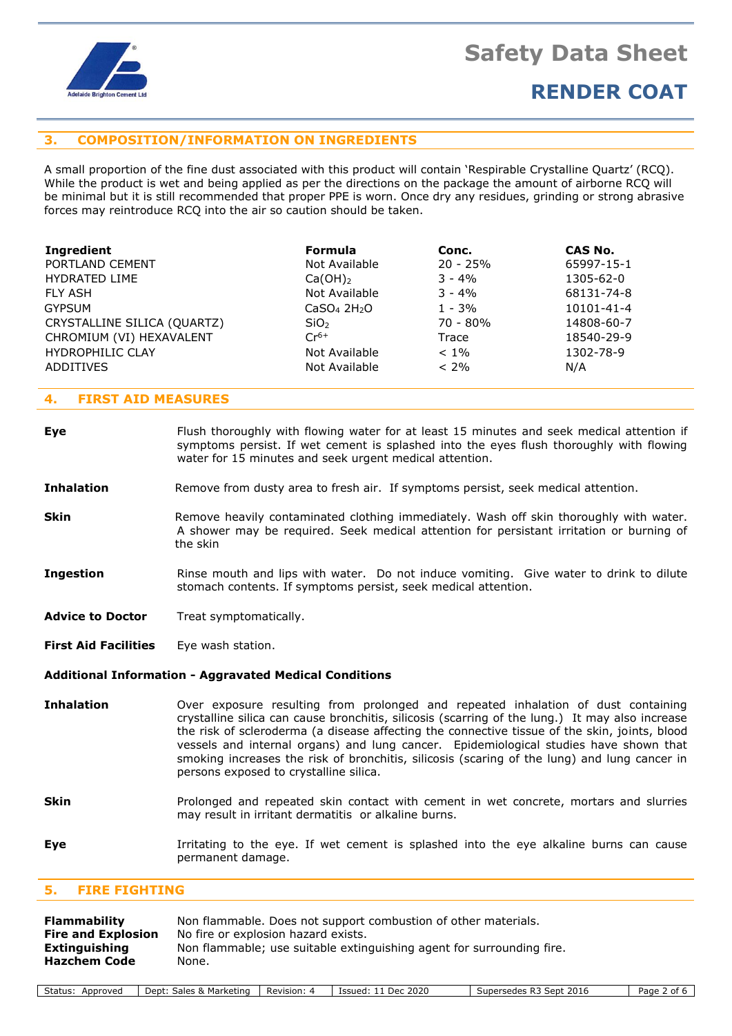## 3. COMPOSITION/INFORMATION ON INGREDIENTS

A small proportion of the fine dust associated with this product will contain 'Respirable Crystalline Quartz' (RCQ). While the product is wet and being applied as per the directions on the package the amount of airborne RCQ will be minimal but it is still recommended that proper PPE is worn. Once dry any residues, grinding or strong abrasive forces may reintroduce RCQ into the air so caution should be taken.

| Ingredient | Formula | Conc. | CAS No. |
|---|---|---|---|
| PORTLAND CEMENT | Not Available | 20 - 25% | 65997-15-1 |
| HYDRATED LIME | $Ca(OH)_2$ | 3 - 4% | 1305-62-0 |
| FLY ASH | Not Available | 3 - 4% | 68131-74-8 |
| GYPSUM | $CaSO_4\ 2H_2O$ | 1 - 3% | 10101-41-4 |
| CRYSTALLINE SILICA (QUARTZ) | $SiO_2$ | 70 - 80% | 14808-60-7 |
| CHROMIUM (VI) HEXAVALENT | $Cr^{6+}$ | Trace | 18540-29-9 |
| HYDROPHILIC CLAY | Not Available | < 1% | 1302-78-9 |
| ADDITIVES | Not Available | < 2% | N/A |

## 4. FIRST AID MEASURES

**Eye** Flush thoroughly with flowing water for at least 15 minutes and seek medical attention if symptoms persist. If wet cement is splashed into the eyes flush thoroughly with flowing water for 15 minutes and seek urgent medical attention.

**Inhalation** Remove from dusty area to fresh air. If symptoms persist, seek medical attention.

**Skin** Remove heavily contaminated clothing immediately. Wash off skin thoroughly with water. A shower may be required. Seek medical attention for persistant irritation or burning of the skin

**Ingestion** Rinse mouth and lips with water. Do not induce vomiting. Give water to drink to dilute stomach contents. If symptoms persist, seek medical attention.

**Advice to Doctor** Treat symptomatically.

**First Aid Facilities** Eye wash station.

**Additional Information - Aggravated Medical Conditions**

**Inhalation** Over exposure resulting from prolonged and repeated inhalation of dust containing crystalline silica can cause bronchitis, silicosis (scarring of the lung.) It may also increase the risk of scleroderma (a disease affecting the connective tissue of the skin, joints, blood vessels and internal organs) and lung cancer. Epidemiological studies have shown that smoking increases the risk of bronchitis, silicosis (scaring of the lung) and lung cancer in persons exposed to crystalline silica.

**Skin** Prolonged and repeated skin contact with cement in wet concrete, mortars and slurries may result in irritant dermatitis or alkaline burns.

**Eye** Irritating to the eye. If wet cement is splashed into the eye alkaline burns can cause permanent damage.

## 5. FIRE FIGHTING

**Flammability** Non flammable. Does not support combustion of other materials.
**Fire and Explosion** No fire or explosion hazard exists.
**Extinguishing** Non flammable; use suitable extinguishing agent for surrounding fire.
**Hazchem Code** None.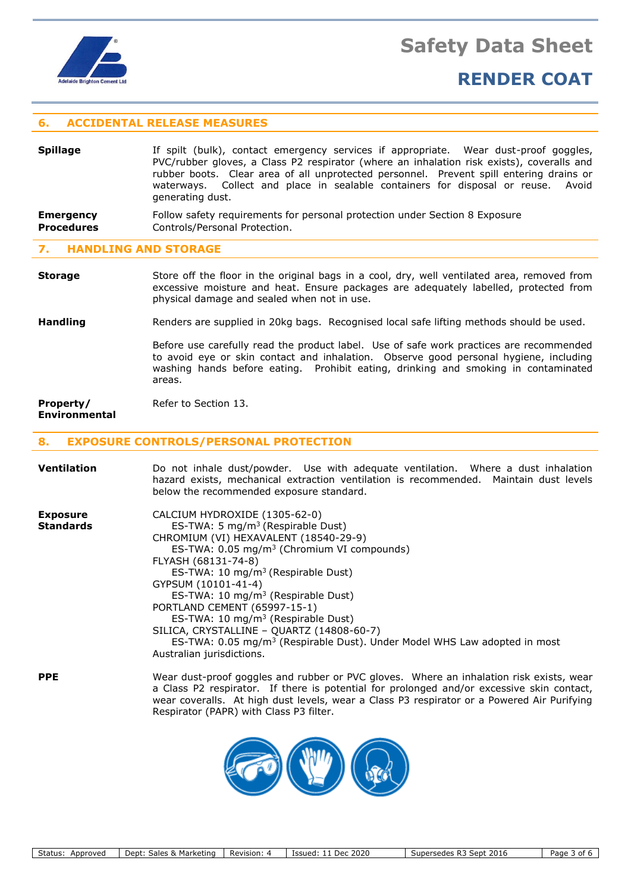## 6. ACCIDENTAL RELEASE MEASURES

**Spillage**

If spilt (bulk), contact emergency services if appropriate. Wear dust-proof goggles, PVC/rubber gloves, a Class P2 respirator (where an inhalation risk exists), coveralls and rubber boots. Clear area of all unprotected personnel. Prevent spill entering drains or waterways. Collect and place in sealable containers for disposal or reuse. Avoid generating dust.

**Emergency Procedures**

Follow safety requirements for personal protection under Section 8 Exposure Controls/Personal Protection.

## 7. HANDLING AND STORAGE

**Storage**

Store off the floor in the original bags in a cool, dry, well ventilated area, removed from excessive moisture and heat. Ensure packages are adequately labelled, protected from physical damage and sealed when not in use.

**Handling**

Renders are supplied in 20kg bags. Recognised local safe lifting methods should be used.

Before use carefully read the product label. Use of safe work practices are recommended to avoid eye or skin contact and inhalation. Observe good personal hygiene, including washing hands before eating. Prohibit eating, drinking and smoking in contaminated areas.

**Property/ Environmental**

Refer to Section 13.

## 8. EXPOSURE CONTROLS/PERSONAL PROTECTION

**Ventilation**

Do not inhale dust/powder. Use with adequate ventilation. Where a dust inhalation hazard exists, mechanical extraction ventilation is recommended. Maintain dust levels below the recommended exposure standard.

**Exposure Standards**

CALCIUM HYDROXIDE (1305-62-0)
ES-TWA: 5 mg/m$^3$ (Respirable Dust)
CHROMIUM (VI) HEXAVALENT (18540-29-9)
ES-TWA: 0.05 mg/m$^3$ (Chromium VI compounds)
FLYASH (68131-74-8)
ES-TWA: 10 mg/m$^3$ (Respirable Dust)
GYPSUM (10101-41-4)
ES-TWA: 10 mg/m$^3$ (Respirable Dust)
PORTLAND CEMENT (65997-15-1)
ES-TWA: 10 mg/m$^3$ (Respirable Dust)
SILICA, CRYSTALLINE – QUARTZ (14808-60-7)
ES-TWA: 0.05 mg/m$^3$ (Respirable Dust). Under Model WHS Law adopted in most Australian jurisdictions.

**PPE**

Wear dust-proof goggles and rubber or PVC gloves. Where an inhalation risk exists, wear a Class P2 respirator. If there is potential for prolonged and/or excessive skin contact, wear coveralls. At high dust levels, wear a Class P3 respirator or a Powered Air Purifying Respirator (PAPR) with Class P3 filter.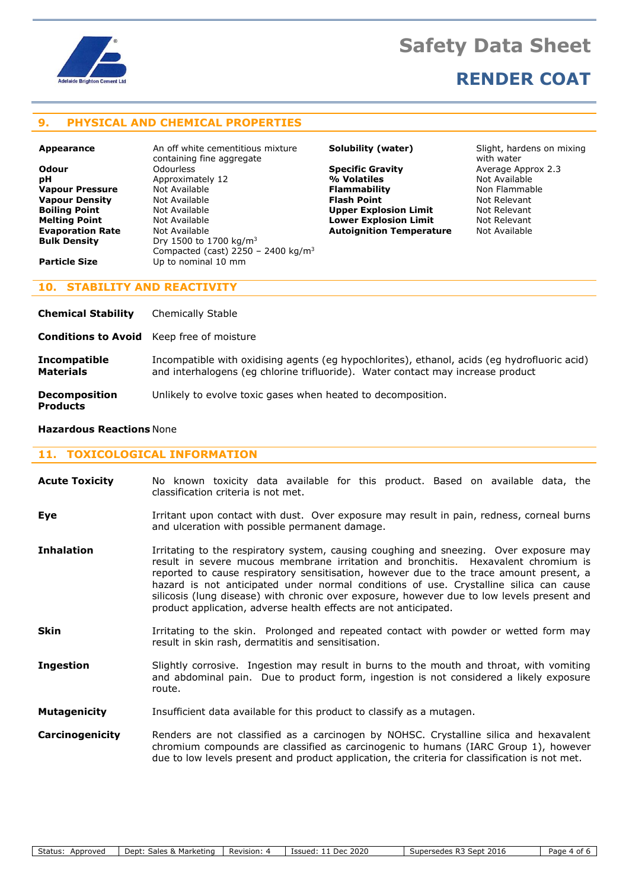## 9. PHYSICAL AND CHEMICAL PROPERTIES

| Property | Value | Property | Value |
|---|---|---|---|
| **Appearance** | An off white cementitious mixture containing fine aggregate | **Solubility (water)** | Slight, hardens on mixing with water |
| **Odour** | Odourless | **Specific Gravity** | Average Approx 2.3 |
| **pH** | Approximately 12 | **% Volatiles** | Not Available |
| **Vapour Pressure** | Not Available | **Flammability** | Non Flammable |
| **Vapour Density** | Not Available | **Flash Point** | Not Relevant |
| **Boiling Point** | Not Available | **Upper Explosion Limit** | Not Relevant |
| **Melting Point** | Not Available | **Lower Explosion Limit** | Not Relevant |
| **Evaporation Rate** | Not Available | **Autoignition Temperature** | Not Available |
| **Bulk Density** | Dry 1500 to 1700 kg/m$^3$ Compacted (cast) 2250 – 2400 kg/m$^3$ | | |
| **Particle Size** | Up to nominal 10 mm | | |

## 10. STABILITY AND REACTIVITY

**Chemical Stability** Chemically Stable

**Conditions to Avoid** Keep free of moisture

**Incompatible Materials** Incompatible with oxidising agents (eg hypochlorites), ethanol, acids (eg hydrofluoric acid) and interhalogens (eg chlorine trifluoride). Water contact may increase product

**Decomposition Products** Unlikely to evolve toxic gases when heated to decomposition.

**Hazardous Reactions** None

## 11. TOXICOLOGICAL INFORMATION

**Acute Toxicity** No known toxicity data available for this product. Based on available data, the classification criteria is not met.

**Eye** Irritant upon contact with dust. Over exposure may result in pain, redness, corneal burns and ulceration with possible permanent damage.

**Inhalation** Irritating to the respiratory system, causing coughing and sneezing. Over exposure may result in severe mucous membrane irritation and bronchitis. Hexavalent chromium is reported to cause respiratory sensitisation, however due to the trace amount present, a hazard is not anticipated under normal conditions of use. Crystalline silica can cause silicosis (lung disease) with chronic over exposure, however due to low levels present and product application, adverse health effects are not anticipated.

**Skin** Irritating to the skin. Prolonged and repeated contact with powder or wetted form may result in skin rash, dermatitis and sensitisation.

**Ingestion** Slightly corrosive. Ingestion may result in burns to the mouth and throat, with vomiting and abdominal pain. Due to product form, ingestion is not considered a likely exposure route.

**Mutagenicity** Insufficient data available for this product to classify as a mutagen.

**Carcinogenicity** Renders are not classified as a carcinogen by NOHSC. Crystalline silica and hexavalent chromium compounds are classified as carcinogenic to humans (IARC Group 1), however due to low levels present and product application, the criteria for classification is not met.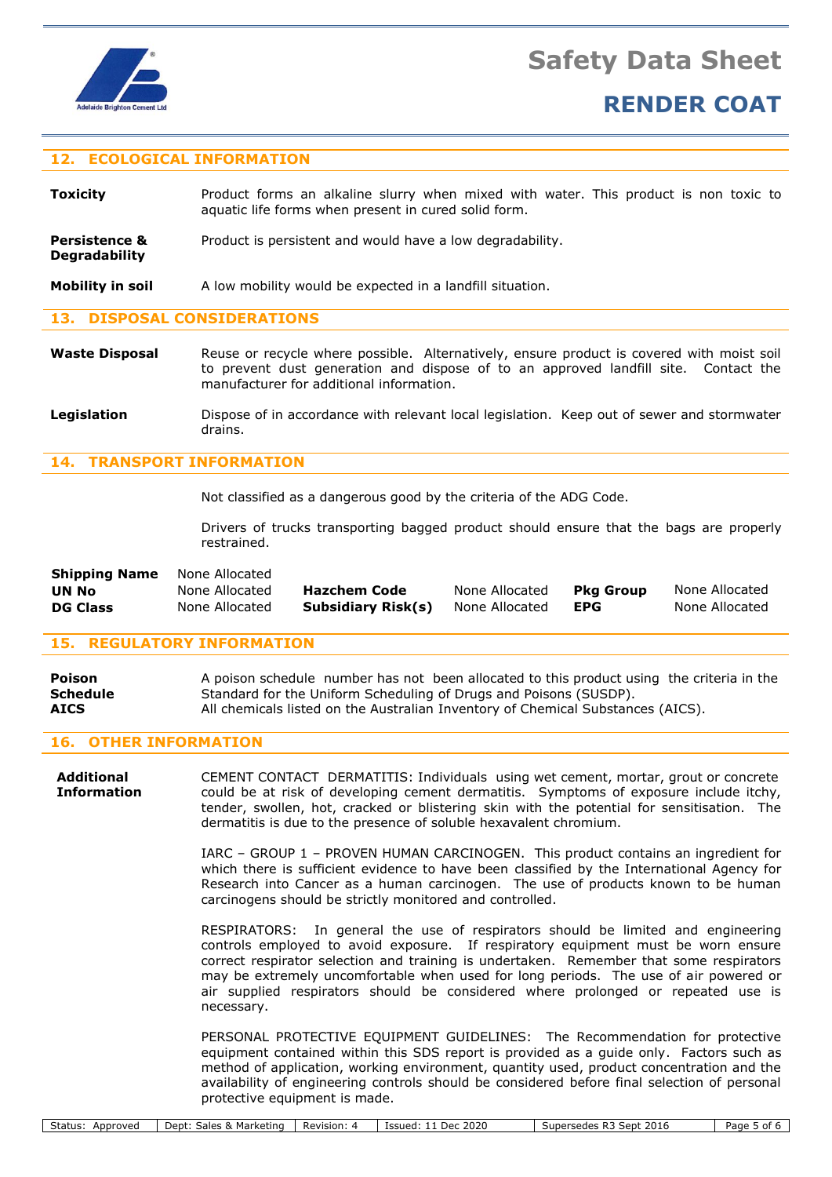## 12. ECOLOGICAL INFORMATION

**Toxicity**
Product forms an alkaline slurry when mixed with water. This product is non toxic to aquatic life forms when present in cured solid form.

**Persistence & Degradability**
Product is persistent and would have a low degradability.

**Mobility in soil**
A low mobility would be expected in a landfill situation.

## 13. DISPOSAL CONSIDERATIONS

**Waste Disposal**
Reuse or recycle where possible. Alternatively, ensure product is covered with moist soil to prevent dust generation and dispose of to an approved landfill site. Contact the manufacturer for additional information.

**Legislation**
Dispose of in accordance with relevant local legislation. Keep out of sewer and stormwater drains.

## 14. TRANSPORT INFORMATION

Not classified as a dangerous good by the criteria of the ADG Code.

Drivers of trucks transporting bagged product should ensure that the bags are properly restrained.

| | | | | | |
|---|---|---|---|---|---|
| **Shipping Name** | None Allocated | | | | |
| **UN No** | None Allocated | **Hazchem Code** | None Allocated | **Pkg Group** | None Allocated |
| **DG Class** | None Allocated | **Subsidiary Risk(s)** | None Allocated | **EPG** | None Allocated |

## 15. REGULATORY INFORMATION

**Poison Schedule**
A poison schedule number has not been allocated to this product using the criteria in the Standard for the Uniform Scheduling of Drugs and Poisons (SUSDP).

**AICS**
All chemicals listed on the Australian Inventory of Chemical Substances (AICS).

## 16. OTHER INFORMATION

**Additional Information**

CEMENT CONTACT DERMATITIS: Individuals using wet cement, mortar, grout or concrete could be at risk of developing cement dermatitis. Symptoms of exposure include itchy, tender, swollen, hot, cracked or blistering skin with the potential for sensitisation. The dermatitis is due to the presence of soluble hexavalent chromium.

IARC – GROUP 1 – PROVEN HUMAN CARCINOGEN. This product contains an ingredient for which there is sufficient evidence to have been classified by the International Agency for Research into Cancer as a human carcinogen. The use of products known to be human carcinogens should be strictly monitored and controlled.

RESPIRATORS: In general the use of respirators should be limited and engineering controls employed to avoid exposure. If respiratory equipment must be worn ensure correct respirator selection and training is undertaken. Remember that some respirators may be extremely uncomfortable when used for long periods. The use of air powered or air supplied respirators should be considered where prolonged or repeated use is necessary.

PERSONAL PROTECTIVE EQUIPMENT GUIDELINES: The Recommendation for protective equipment contained within this SDS report is provided as a guide only. Factors such as method of application, working environment, quantity used, product concentration and the availability of engineering controls should be considered before final selection of personal protective equipment is made.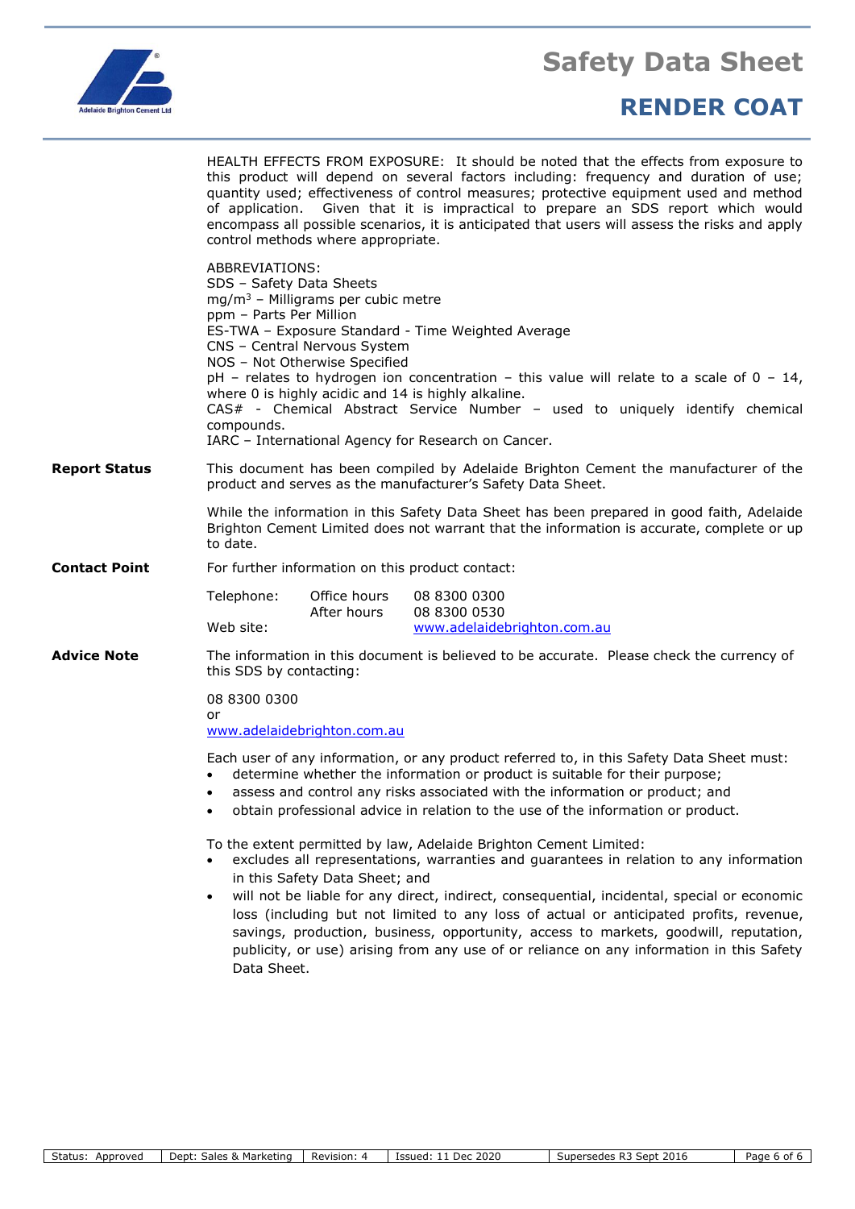HEALTH EFFECTS FROM EXPOSURE: It should be noted that the effects from exposure to this product will depend on several factors including: frequency and duration of use; quantity used; effectiveness of control measures; protective equipment used and method of application. Given that it is impractical to prepare an SDS report which would encompass all possible scenarios, it is anticipated that users will assess the risks and apply control methods where appropriate.

ABBREVIATIONS:
SDS – Safety Data Sheets
$mg/m^3$ – Milligrams per cubic metre
ppm – Parts Per Million
ES-TWA – Exposure Standard - Time Weighted Average
CNS – Central Nervous System
NOS – Not Otherwise Specified
pH – relates to hydrogen ion concentration – this value will relate to a scale of 0 – 14, where 0 is highly acidic and 14 is highly alkaline.
CAS# - Chemical Abstract Service Number – used to uniquely identify chemical compounds.
IARC – International Agency for Research on Cancer.

**Report Status**

This document has been compiled by Adelaide Brighton Cement the manufacturer of the product and serves as the manufacturer's Safety Data Sheet.

While the information in this Safety Data Sheet has been prepared in good faith, Adelaide Brighton Cement Limited does not warrant that the information is accurate, complete or up to date.

**Contact Point**

For further information on this product contact:

| | | |
|---|---|---|
| Telephone: | Office hours | 08 8300 0300 |
| | After hours | 08 8300 0530 |
| Web site: | | www.adelaidebrighton.com.au |

**Advice Note**

The information in this document is believed to be accurate. Please check the currency of this SDS by contacting:

08 8300 0300
or
www.adelaidebrighton.com.au

Each user of any information, or any product referred to, in this Safety Data Sheet must:
- determine whether the information or product is suitable for their purpose;
- assess and control any risks associated with the information or product; and
- obtain professional advice in relation to the use of the information or product.

To the extent permitted by law, Adelaide Brighton Cement Limited:
- excludes all representations, warranties and guarantees in relation to any information in this Safety Data Sheet; and
- will not be liable for any direct, indirect, consequential, incidental, special or economic loss (including but not limited to any loss of actual or anticipated profits, revenue, savings, production, business, opportunity, access to markets, goodwill, reputation, publicity, or use) arising from any use of or reliance on any information in this Safety Data Sheet.